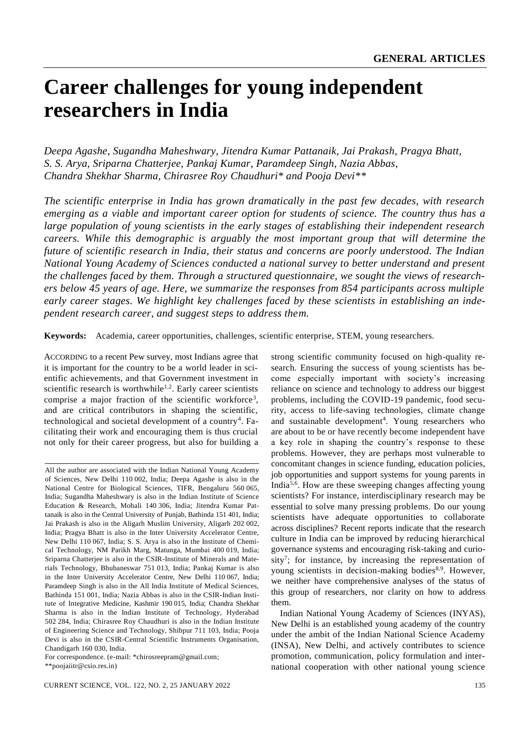# Career challenges for young independent researchers in India

*Deepa Agashe, Sugandha Maheshwary, Jitendra Kumar Pattanaik, Jai Prakash, Pragya Bhatt, S. S. Arya, Sriparna Chatterjee, Pankaj Kumar, Paramdeep Singh, Nazia Abbas, Chandra Shekhar Sharma, Chirasree Roy Chaudhuri\* and Pooja Devi\*\**

*The scientific enterprise in India has grown dramatically in the past few decades, with research emerging as a viable and important career option for students of science. The country thus has a large population of young scientists in the early stages of establishing their independent research careers. While this demographic is arguably the most important group that will determine the future of scientific research in India, their status and concerns are poorly understood. The Indian National Young Academy of Sciences conducted a national survey to better understand and present the challenges faced by them. Through a structured questionnaire, we sought the views of researchers below 45 years of age. Here, we summarize the responses from 854 participants across multiple early career stages. We highlight key challenges faced by these scientists in establishing an independent research career, and suggest steps to address them.*

**Keywords:** Academia, career opportunities, challenges, scientific enterprise, STEM, young researchers.

ACCORDING to a recent Pew survey, most Indians agree that it is important for the country to be a world leader in scientific achievements, and that Government investment in scientific research is worthwhile[1,2]. Early career scientists comprise a major fraction of the scientific workforce[3], and are critical contributors in shaping the scientific, technological and societal development of a country[4]. Facilitating their work and encouraging them is thus crucial not only for their career progress, but also for building a strong scientific community focused on high-quality research. Ensuring the success of young scientists has become especially important with society's increasing reliance on science and technology to address our biggest problems, including the COVID-19 pandemic, food security, access to life-saving technologies, climate change and sustainable development[4]. Young researchers who are about to be or have recently become independent have a key role in shaping the country's response to these problems. However, they are perhaps most vulnerable to concomitant changes in science funding, education policies, job opportunities and support systems for young parents in India[5,6]. How are these sweeping changes affecting young scientists? For instance, interdisciplinary research may be essential to solve many pressing problems. Do our young scientists have adequate opportunities to collaborate across disciplines? Recent reports indicate that the research culture in India can be improved by reducing hierarchical governance systems and encouraging risk-taking and curiosity[7]; for instance, by increasing the representation of young scientists in decision-making bodies[8,9]. However, we neither have comprehensive analyses of the status of this group of researchers, nor clarity on how to address them.

Indian National Young Academy of Sciences (INYAS), New Delhi is an established young academy of the country under the ambit of the Indian National Science Academy (INSA), New Delhi, and actively contributes to science promotion, communication, policy formulation and international cooperation with other national young science

---

All the author are associated with the Indian National Young Academy of Sciences, New Delhi 110 002, India; Deepa Agashe is also in the National Centre for Biological Sciences, TIFR, Bengaluru 560 065, India; Sugandha Maheshwary is also in the Indian Institute of Science Education & Research, Mohali 140 306, India; Jitendra Kumar Pattanaik is also in the Central University of Punjab, Bathinda 151 401, India; Jai Prakash is also in the Aligarh Muslim University, Aligarh 202 002, India; Pragya Bhatt is also in the Inter University Accelerator Centre, New Delhi 110 067, India; S. S. Arya is also in the Institute of Chemical Technology, NM Parikh Marg, Matunga, Mumbai 400 019, India; Sriparna Chatterjee is also in the CSIR-Institute of Minerals and Materials Technology, Bhubaneswar 751 013, India; Pankaj Kumar is also in the Inter University Accelerator Centre, New Delhi 110 067, India; Paramdeep Singh is also in the All India Institute of Medical Sciences, Bathinda 151 001, India; Nazia Abbas is also in the CSIR-Indian Institute of Integrative Medicine, Kashmir 190 015, India; Chandra Shekhar Sharma is also in the Indian Institute of Technology, Hyderabad 502 284, India; Chirasree Roy Chaudhuri is also in the Indian Institute of Engineering Science and Technology, Shibpur 711 103, India; Pooja Devi is also in the CSIR-Central Scientific Instruments Organisation, Chandigarh 160 030, India.

For correspondence. (e-mail: \*chirosreepram@gmail.com; \*\*poojaiitr@csio.res.in)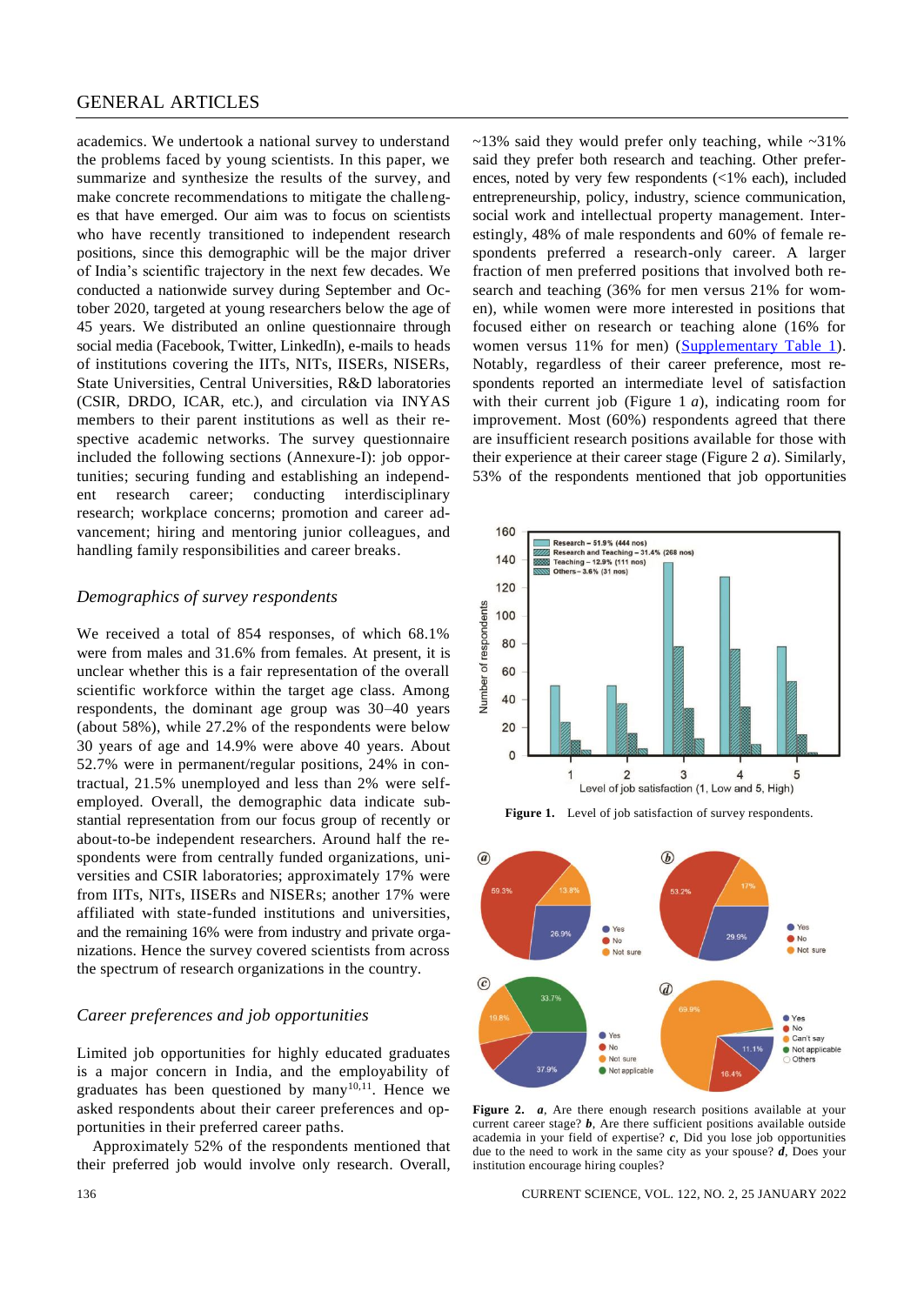academics. We undertook a national survey to understand the problems faced by young scientists. In this paper, we summarize and synthesize the results of the survey, and make concrete recommendations to mitigate the challenges that have emerged. Our aim was to focus on scientists who have recently transitioned to independent research positions, since this demographic will be the major driver of India's scientific trajectory in the next few decades. We conducted a nationwide survey during September and October 2020, targeted at young researchers below the age of 45 years. We distributed an online questionnaire through social media (Facebook, Twitter, LinkedIn), e-mails to heads of institutions covering the IITs, NITs, IISERs, NISERs, State Universities, Central Universities, R&D laboratories (CSIR, DRDO, ICAR, etc.), and circulation via INYAS members to their parent institutions as well as their respective academic networks. The survey questionnaire included the following sections (Annexure-I): job opportunities; securing funding and establishing an independent research career; conducting interdisciplinary research; workplace concerns; promotion and career advancement; hiring and mentoring junior colleagues, and handling family responsibilities and career breaks.

## *Demographics of survey respondents*

We received a total of 854 responses, of which 68.1% were from males and 31.6% from females. At present, it is unclear whether this is a fair representation of the overall scientific workforce within the target age class. Among respondents, the dominant age group was 30–40 years (about 58%), while 27.2% of the respondents were below 30 years of age and 14.9% were above 40 years. About 52.7% were in permanent/regular positions, 24% in contractual, 21.5% unemployed and less than 2% were self-employed. Overall, the demographic data indicate substantial representation from our focus group of recently or about-to-be independent researchers. Around half the respondents were from centrally funded organizations, universities and CSIR laboratories; approximately 17% were from IITs, NITs, IISERs and NISERs; another 17% were affiliated with state-funded institutions and universities, and the remaining 16% were from industry and private organizations. Hence the survey covered scientists from across the spectrum of research organizations in the country.

## *Career preferences and job opportunities*

Limited job opportunities for highly educated graduates is a major concern in India, and the employability of graduates has been questioned by many[10,11]. Hence we asked respondents about their career preferences and opportunities in their preferred career paths.

Approximately 52% of the respondents mentioned that their preferred job would involve only research. Overall, ~13% said they would prefer only teaching, while ~31% said they prefer both research and teaching. Other preferences, noted by very few respondents (<1% each), included entrepreneurship, policy, industry, science communication, social work and intellectual property management. Interestingly, 48% of male respondents and 60% of female respondents preferred a research-only career. A larger fraction of men preferred positions that involved both research and teaching (36% for men versus 21% for women), while women were more interested in positions that focused either on research or teaching alone (16% for women versus 11% for men) (Supplementary Table 1). Notably, regardless of their career preference, most respondents reported an intermediate level of satisfaction with their current job (Figure 1 *a*), indicating room for improvement. Most (60%) respondents agreed that there are insufficient research positions available for those with their experience at their career stage (Figure 2 *a*). Similarly, 53% of the respondents mentioned that job opportunities

**Figure 1.** Level of job satisfaction of survey respondents.

**Figure 2.** ***a***, Are there enough research positions available at your current career stage? ***b***, Are there sufficient positions available outside academia in your field of expertise? ***c***, Did you lose job opportunities due to the need to work in the same city as your spouse? ***d***, Does your institution encourage hiring couples?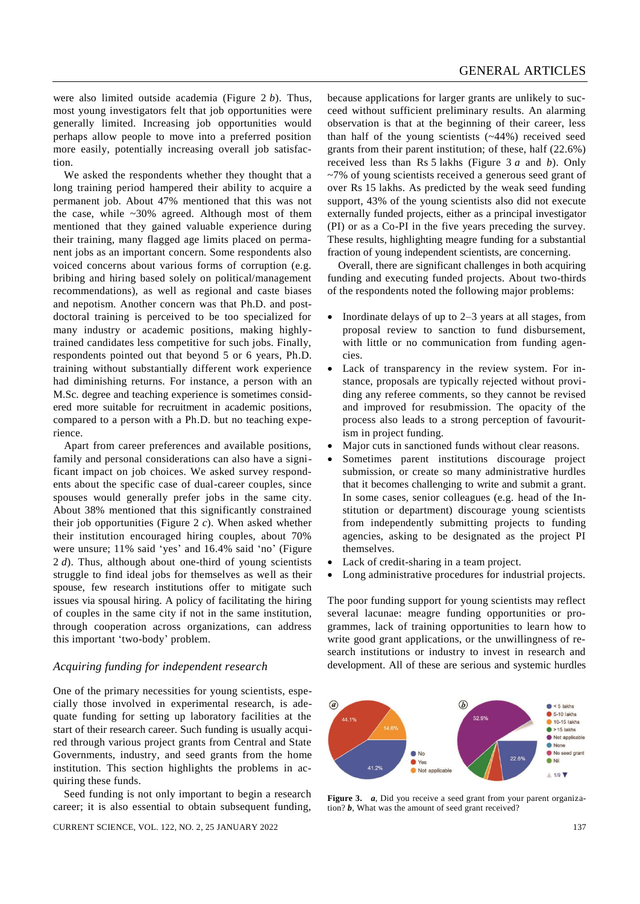were also limited outside academia (Figure 2 *b*). Thus, most young investigators felt that job opportunities were generally limited. Increasing job opportunities would perhaps allow people to move into a preferred position more easily, potentially increasing overall job satisfaction.

We asked the respondents whether they thought that a long training period hampered their ability to acquire a permanent job. About 47% mentioned that this was not the case, while ~30% agreed. Although most of them mentioned that they gained valuable experience during their training, many flagged age limits placed on permanent jobs as an important concern. Some respondents also voiced concerns about various forms of corruption (e.g. bribing and hiring based solely on political/management recommendations), as well as regional and caste biases and nepotism. Another concern was that Ph.D. and postdoctoral training is perceived to be too specialized for many industry or academic positions, making highly-trained candidates less competitive for such jobs. Finally, respondents pointed out that beyond 5 or 6 years, Ph.D. training without substantially different work experience had diminishing returns. For instance, a person with an M.Sc. degree and teaching experience is sometimes considered more suitable for recruitment in academic positions, compared to a person with a Ph.D. but no teaching experience.

Apart from career preferences and available positions, family and personal considerations can also have a significant impact on job choices. We asked survey respondents about the specific case of dual-career couples, since spouses would generally prefer jobs in the same city. About 38% mentioned that this significantly constrained their job opportunities (Figure 2 *c*). When asked whether their institution encouraged hiring couples, about 70% were unsure; 11% said 'yes' and 16.4% said 'no' (Figure 2 *d*). Thus, although about one-third of young scientists struggle to find ideal jobs for themselves as well as their spouse, few research institutions offer to mitigate such issues via spousal hiring. A policy of facilitating the hiring of couples in the same city if not in the same institution, through cooperation across organizations, can address this important 'two-body' problem.

### *Acquiring funding for independent research*

One of the primary necessities for young scientists, especially those involved in experimental research, is adequate funding for setting up laboratory facilities at the start of their research career. Such funding is usually acquired through various project grants from Central and State Governments, industry, and seed grants from the home institution. This section highlights the problems in acquiring these funds.

Seed funding is not only important to begin a research career; it is also essential to obtain subsequent funding, because applications for larger grants are unlikely to succeed without sufficient preliminary results. An alarming observation is that at the beginning of their career, less than half of the young scientists (~44%) received seed grants from their parent institution; of these, half (22.6%) received less than Rs 5 lakhs (Figure 3 *a* and *b*). Only ~7% of young scientists received a generous seed grant of over Rs 15 lakhs. As predicted by the weak seed funding support, 43% of the young scientists also did not execute externally funded projects, either as a principal investigator (PI) or as a Co-PI in the five years preceding the survey. These results, highlighting meagre funding for a substantial fraction of young independent scientists, are concerning.

Overall, there are significant challenges in both acquiring funding and executing funded projects. About two-thirds of the respondents noted the following major problems:

- Inordinate delays of up to 2–3 years at all stages, from proposal review to sanction to fund disbursement, with little or no communication from funding agencies.
- Lack of transparency in the review system. For instance, proposals are typically rejected without providing any referee comments, so they cannot be revised and improved for resubmission. The opacity of the process also leads to a strong perception of favouritism in project funding.
- Major cuts in sanctioned funds without clear reasons.
- Sometimes parent institutions discourage project submission, or create so many administrative hurdles that it becomes challenging to write and submit a grant. In some cases, senior colleagues (e.g. head of the Institution or department) discourage young scientists from independently submitting projects to funding agencies, asking to be designated as the project PI themselves.
- Lack of credit-sharing in a team project.
- Long administrative procedures for industrial projects.

The poor funding support for young scientists may reflect several lacunae: meagre funding opportunities or programmes, lack of training opportunities to learn how to write good grant applications, or the unwillingness of research institutions or industry to invest in research and development. All of these are serious and systemic hurdles

**Figure 3.** *a*, Did you receive a seed grant from your parent organization? *b*, What was the amount of seed grant received?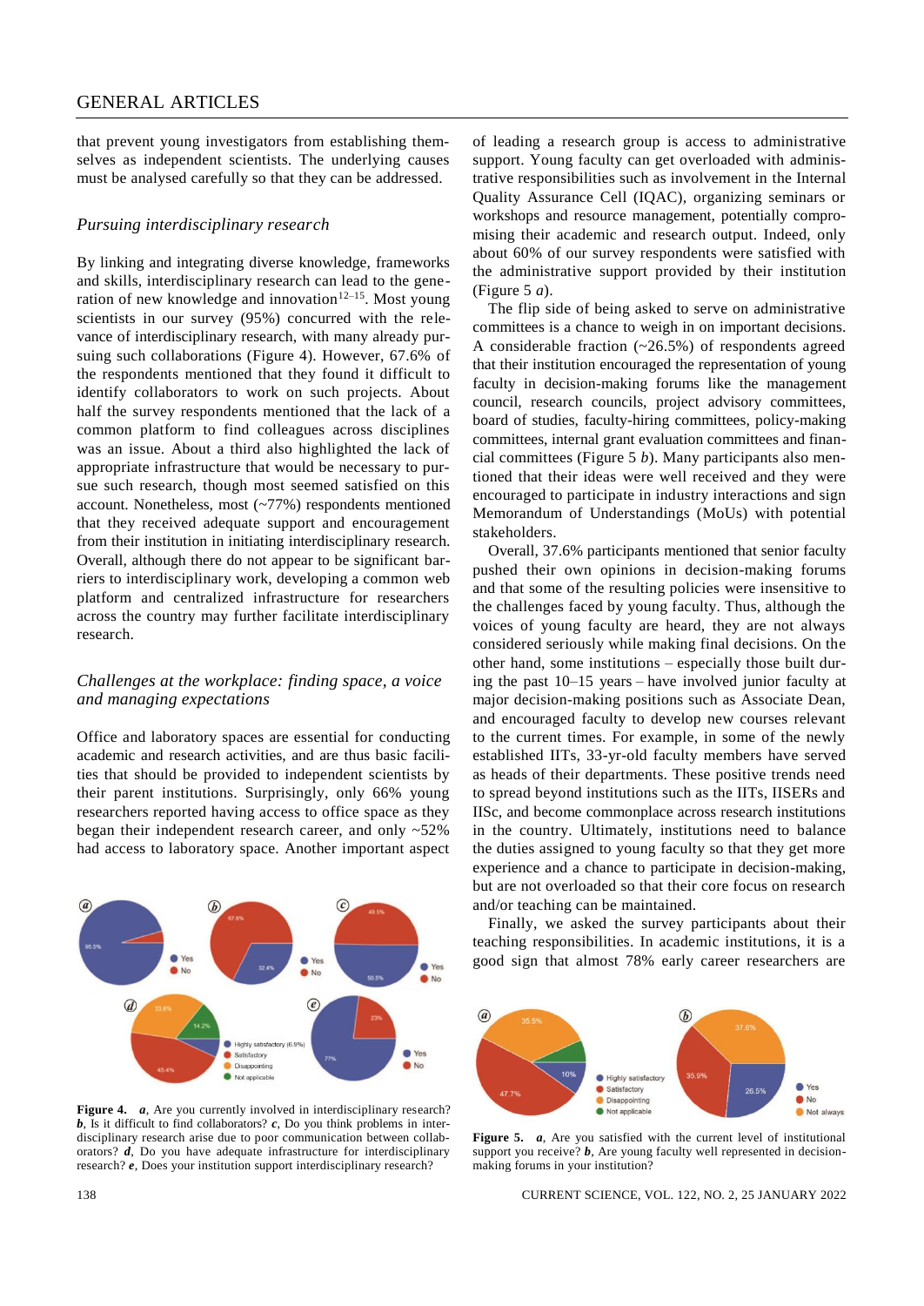that prevent young investigators from establishing themselves as independent scientists. The underlying causes must be analysed carefully so that they can be addressed.

### *Pursuing interdisciplinary research*

By linking and integrating diverse knowledge, frameworks and skills, interdisciplinary research can lead to the generation of new knowledge and innovation[12–15]. Most young scientists in our survey (95%) concurred with the relevance of interdisciplinary research, with many already pursuing such collaborations (Figure 4). However, 67.6% of the respondents mentioned that they found it difficult to identify collaborators to work on such projects. About half the survey respondents mentioned that the lack of a common platform to find colleagues across disciplines was an issue. About a third also highlighted the lack of appropriate infrastructure that would be necessary to pursue such research, though most seemed satisfied on this account. Nonetheless, most (~77%) respondents mentioned that they received adequate support and encouragement from their institution in initiating interdisciplinary research. Overall, although there do not appear to be significant barriers to interdisciplinary work, developing a common web platform and centralized infrastructure for researchers across the country may further facilitate interdisciplinary research.

### *Challenges at the workplace: finding space, a voice and managing expectations*

Office and laboratory spaces are essential for conducting academic and research activities, and are thus basic facilities that should be provided to independent scientists by their parent institutions. Surprisingly, only 66% young researchers reported having access to office space as they began their independent research career, and only ~52% had access to laboratory space. Another important aspect of leading a research group is access to administrative support. Young faculty can get overloaded with administrative responsibilities such as involvement in the Internal Quality Assurance Cell (IQAC), organizing seminars or workshops and resource management, potentially compromising their academic and research output. Indeed, only about 60% of our survey respondents were satisfied with the administrative support provided by their institution (Figure 5 *a*).

The flip side of being asked to serve on administrative committees is a chance to weigh in on important decisions. A considerable fraction (~26.5%) of respondents agreed that their institution encouraged the representation of young faculty in decision-making forums like the management council, research councils, project advisory committees, board of studies, faculty-hiring committees, policy-making committees, internal grant evaluation committees and financial committees (Figure 5 *b*). Many participants also mentioned that their ideas were well received and they were encouraged to participate in industry interactions and sign Memorandum of Understandings (MoUs) with potential stakeholders.

Overall, 37.6% participants mentioned that senior faculty pushed their own opinions in decision-making forums and that some of the resulting policies were insensitive to the challenges faced by young faculty. Thus, although the voices of young faculty are heard, they are not always considered seriously while making final decisions. On the other hand, some institutions – especially those built during the past 10–15 years – have involved junior faculty at major decision-making positions such as Associate Dean, and encouraged faculty to develop new courses relevant to the current times. For example, in some of the newly established IITs, 33-yr-old faculty members have served as heads of their departments. These positive trends need to spread beyond institutions such as the IITs, IISERs and IISc, and become commonplace across research institutions in the country. Ultimately, institutions need to balance the duties assigned to young faculty so that they get more experience and a chance to participate in decision-making, but are not overloaded so that their core focus on research and/or teaching can be maintained.

Finally, we asked the survey participants about their teaching responsibilities. In academic institutions, it is a good sign that almost 78% early career researchers are

**Figure 4.** *a*, Are you currently involved in interdisciplinary research? *b*, Is it difficult to find collaborators? *c*, Do you think problems in interdisciplinary research arise due to poor communication between collaborators? *d*, Do you have adequate infrastructure for interdisciplinary research? *e*, Does your institution support interdisciplinary research?

**Figure 5.** *a*, Are you satisfied with the current level of institutional support you receive? *b*, Are young faculty well represented in decision-making forums in your institution?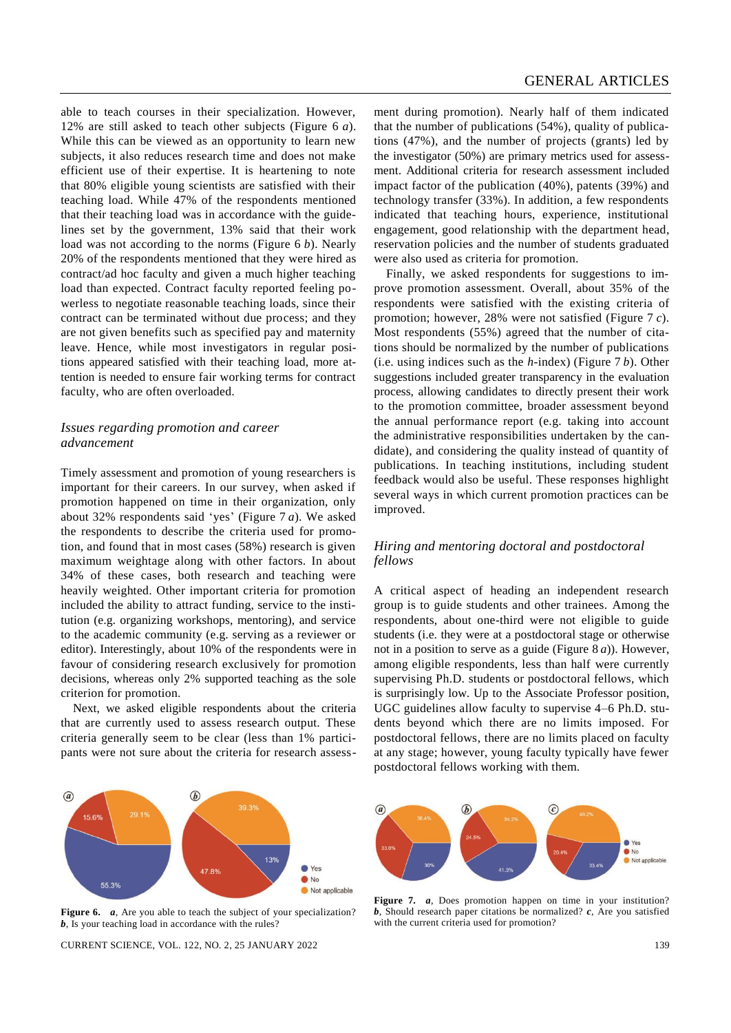able to teach courses in their specialization. However, 12% are still asked to teach other subjects (Figure 6 *a*). While this can be viewed as an opportunity to learn new subjects, it also reduces research time and does not make efficient use of their expertise. It is heartening to note that 80% eligible young scientists are satisfied with their teaching load. While 47% of the respondents mentioned that their teaching load was in accordance with the guidelines set by the government, 13% said that their work load was not according to the norms (Figure 6 *b*). Nearly 20% of the respondents mentioned that they were hired as contract/ad hoc faculty and given a much higher teaching load than expected. Contract faculty reported feeling powerless to negotiate reasonable teaching loads, since their contract can be terminated without due process; and they are not given benefits such as specified pay and maternity leave. Hence, while most investigators in regular positions appeared satisfied with their teaching load, more attention is needed to ensure fair working terms for contract faculty, who are often overloaded.

### *Issues regarding promotion and career advancement*

Timely assessment and promotion of young researchers is important for their careers. In our survey, when asked if promotion happened on time in their organization, only about 32% respondents said 'yes' (Figure 7 *a*). We asked the respondents to describe the criteria used for promotion, and found that in most cases (58%) research is given maximum weightage along with other factors. In about 34% of these cases, both research and teaching were heavily weighted. Other important criteria for promotion included the ability to attract funding, service to the institution (e.g. organizing workshops, mentoring), and service to the academic community (e.g. serving as a reviewer or editor). Interestingly, about 10% of the respondents were in favour of considering research exclusively for promotion decisions, whereas only 2% supported teaching as the sole criterion for promotion.

Next, we asked eligible respondents about the criteria that are currently used to assess research output. These criteria generally seem to be clear (less than 1% participants were not sure about the criteria for research assessment during promotion). Nearly half of them indicated that the number of publications (54%), quality of publications (47%), and the number of projects (grants) led by the investigator (50%) are primary metrics used for assessment. Additional criteria for research assessment included impact factor of the publication (40%), patents (39%) and technology transfer (33%). In addition, a few respondents indicated that teaching hours, experience, institutional engagement, good relationship with the department head, reservation policies and the number of students graduated were also used as criteria for promotion.

Finally, we asked respondents for suggestions to improve promotion assessment. Overall, about 35% of the respondents were satisfied with the existing criteria of promotion; however, 28% were not satisfied (Figure 7 *c*). Most respondents (55%) agreed that the number of citations should be normalized by the number of publications (i.e. using indices such as the *h*-index) (Figure 7 *b*). Other suggestions included greater transparency in the evaluation process, allowing candidates to directly present their work to the promotion committee, broader assessment beyond the annual performance report (e.g. taking into account the administrative responsibilities undertaken by the candidate), and considering the quality instead of quantity of publications. In teaching institutions, including student feedback would also be useful. These responses highlight several ways in which current promotion practices can be improved.

### *Hiring and mentoring doctoral and postdoctoral fellows*

A critical aspect of heading an independent research group is to guide students and other trainees. Among the respondents, about one-third were not eligible to guide students (i.e. they were at a postdoctoral stage or otherwise not in a position to serve as a guide (Figure 8 *a*)). However, among eligible respondents, less than half were currently supervising Ph.D. students or postdoctoral fellows, which is surprisingly low. Up to the Associate Professor position, UGC guidelines allow faculty to supervise 4–6 Ph.D. students beyond which there are no limits imposed. For postdoctoral fellows, there are no limits placed on faculty at any stage; however, young faculty typically have fewer postdoctoral fellows working with them.

**Figure 6.** ***a***, Are you able to teach the subject of your specialization? ***b***, Is your teaching load in accordance with the rules?

**Figure 7.** ***a***, Does promotion happen on time in your institution? ***b***, Should research paper citations be normalized? ***c***, Are you satisfied with the current criteria used for promotion?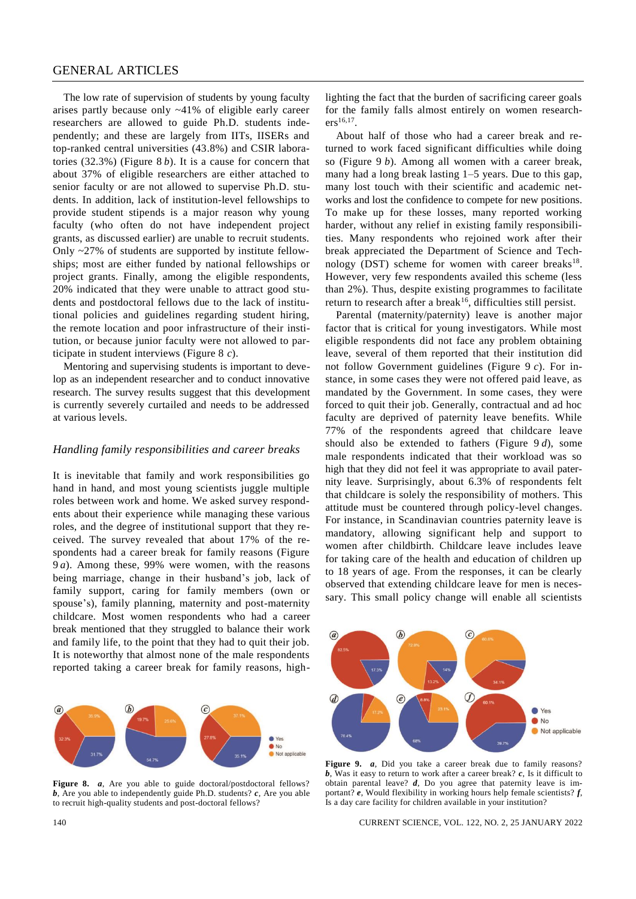The low rate of supervision of students by young faculty arises partly because only ~41% of eligible early career researchers are allowed to guide Ph.D. students independently; and these are largely from IITs, IISERs and top-ranked central universities (43.8%) and CSIR laboratories (32.3%) (Figure 8 *b*). It is a cause for concern that about 37% of eligible researchers are either attached to senior faculty or are not allowed to supervise Ph.D. students. In addition, lack of institution-level fellowships to provide student stipends is a major reason why young faculty (who often do not have independent project grants, as discussed earlier) are unable to recruit students. Only ~27% of students are supported by institute fellowships; most are either funded by national fellowships or project grants. Finally, among the eligible respondents, 20% indicated that they were unable to attract good students and postdoctoral fellows due to the lack of institutional policies and guidelines regarding student hiring, the remote location and poor infrastructure of their institution, or because junior faculty were not allowed to participate in student interviews (Figure 8 *c*).

Mentoring and supervising students is important to develop as an independent researcher and to conduct innovative research. The survey results suggest that this development is currently severely curtailed and needs to be addressed at various levels.

## *Handling family responsibilities and career breaks*

It is inevitable that family and work responsibilities go hand in hand, and most young scientists juggle multiple roles between work and home. We asked survey respondents about their experience while managing these various roles, and the degree of institutional support that they received. The survey revealed that about 17% of the respondents had a career break for family reasons (Figure 9 *a*). Among these, 99% were women, with the reasons being marriage, change in their husband's job, lack of family support, caring for family members (own or spouse's), family planning, maternity and post-maternity childcare. Most women respondents who had a career break mentioned that they struggled to balance their work and family life, to the point that they had to quit their job. It is noteworthy that almost none of the male respondents reported taking a career break for family reasons, highlighting the fact that the burden of sacrificing career goals for the family falls almost entirely on women researchers[16,17].

About half of those who had a career break and returned to work faced significant difficulties while doing so (Figure 9 *b*). Among all women with a career break, many had a long break lasting 1–5 years. Due to this gap, many lost touch with their scientific and academic networks and lost the confidence to compete for new positions. To make up for these losses, many reported working harder, without any relief in existing family responsibilities. Many respondents who rejoined work after their break appreciated the Department of Science and Technology (DST) scheme for women with career breaks[18]. However, very few respondents availed this scheme (less than 2%). Thus, despite existing programmes to facilitate return to research after a break[16], difficulties still persist.

Parental (maternity/paternity) leave is another major factor that is critical for young investigators. While most eligible respondents did not face any problem obtaining leave, several of them reported that their institution did not follow Government guidelines (Figure 9 *c*). For instance, in some cases they were not offered paid leave, as mandated by the Government. In some cases, they were forced to quit their job. Generally, contractual and ad hoc faculty are deprived of paternity leave benefits. While 77% of the respondents agreed that childcare leave should also be extended to fathers (Figure 9 *d*), some male respondents indicated that their workload was so high that they did not feel it was appropriate to avail paternity leave. Surprisingly, about 6.3% of respondents felt that childcare is solely the responsibility of mothers. This attitude must be countered through policy-level changes. For instance, in Scandinavian countries paternity leave is mandatory, allowing significant help and support to women after childbirth. Childcare leave includes leave for taking care of the health and education of children up to 18 years of age. From the responses, it can be clearly observed that extending childcare leave for men is necessary. This small policy change will enable all scientists

**Figure 8.** *a*, Are you able to guide doctoral/postdoctoral fellows? *b*, Are you able to independently guide Ph.D. students? *c*, Are you able to recruit high-quality students and post-doctoral fellows?

**Figure 9.** *a*, Did you take a career break due to family reasons? *b*, Was it easy to return to work after a career break? *c*, Is it difficult to obtain parental leave? *d*, Do you agree that paternity leave is important? *e*, Would flexibility in working hours help female scientists? *f*, Is a day care facility for children available in your institution?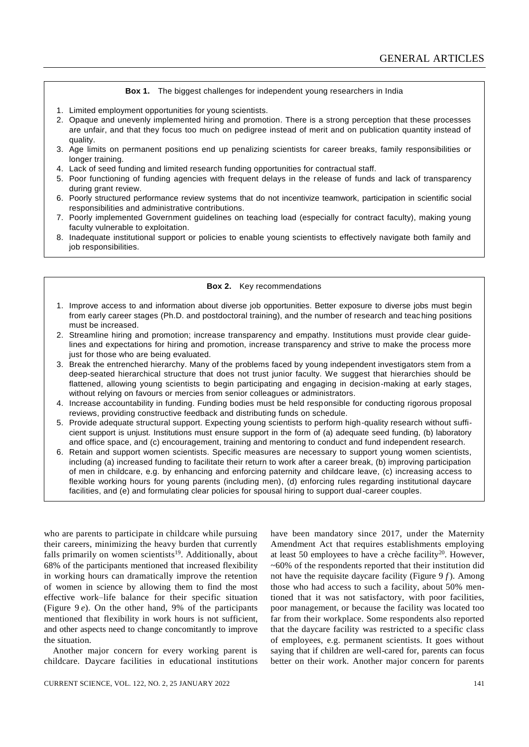**Box 1.** The biggest challenges for independent young researchers in India

1. Limited employment opportunities for young scientists.
2. Opaque and unevenly implemented hiring and promotion. There is a strong perception that these processes are unfair, and that they focus too much on pedigree instead of merit and on publication quantity instead of quality.
3. Age limits on permanent positions end up penalizing scientists for career breaks, family responsibilities or longer training.
4. Lack of seed funding and limited research funding opportunities for contractual staff.
5. Poor functioning of funding agencies with frequent delays in the release of funds and lack of transparency during grant review.
6. Poorly structured performance review systems that do not incentivize teamwork, participation in scientific social responsibilities and administrative contributions.
7. Poorly implemented Government guidelines on teaching load (especially for contract faculty), making young faculty vulnerable to exploitation.
8. Inadequate institutional support or policies to enable young scientists to effectively navigate both family and job responsibilities.

**Box 2.** Key recommendations

1. Improve access to and information about diverse job opportunities. Better exposure to diverse jobs must begin from early career stages (Ph.D. and postdoctoral training), and the number of research and teaching positions must be increased.
2. Streamline hiring and promotion; increase transparency and empathy. Institutions must provide clear guidelines and expectations for hiring and promotion, increase transparency and strive to make the process more just for those who are being evaluated.
3. Break the entrenched hierarchy. Many of the problems faced by young independent investigators stem from a deep-seated hierarchical structure that does not trust junior faculty. We suggest that hierarchies should be flattened, allowing young scientists to begin participating and engaging in decision-making at early stages, without relying on favours or mercies from senior colleagues or administrators.
4. Increase accountability in funding. Funding bodies must be held responsible for conducting rigorous proposal reviews, providing constructive feedback and distributing funds on schedule.
5. Provide adequate structural support. Expecting young scientists to perform high-quality research without sufficient support is unjust. Institutions must ensure support in the form of (a) adequate seed funding, (b) laboratory and office space, and (c) encouragement, training and mentoring to conduct and fund independent research.
6. Retain and support women scientists. Specific measures are necessary to support young women scientists, including (a) increased funding to facilitate their return to work after a career break, (b) improving participation of men in childcare, e.g. by enhancing and enforcing paternity and childcare leave, (c) increasing access to flexible working hours for young parents (including men), (d) enforcing rules regarding institutional daycare facilities, and (e) and formulating clear policies for spousal hiring to support dual-career couples.

who are parents to participate in childcare while pursuing their careers, minimizing the heavy burden that currently falls primarily on women scientists[19]. Additionally, about 68% of the participants mentioned that increased flexibility in working hours can dramatically improve the retention of women in science by allowing them to find the most effective work–life balance for their specific situation (Figure 9 *e*). On the other hand, 9% of the participants mentioned that flexibility in work hours is not sufficient, and other aspects need to change concomitantly to improve the situation.

Another major concern for every working parent is childcare. Daycare facilities in educational institutions have been mandatory since 2017, under the Maternity Amendment Act that requires establishments employing at least 50 employees to have a crèche facility[20]. However, ~60% of the respondents reported that their institution did not have the requisite daycare facility (Figure 9 *f*). Among those who had access to such a facility, about 50% mentioned that it was not satisfactory, with poor facilities, poor management, or because the facility was located too far from their workplace. Some respondents also reported that the daycare facility was restricted to a specific class of employees, e.g. permanent scientists. It goes without saying that if children are well-cared for, parents can focus better on their work. Another major concern for parents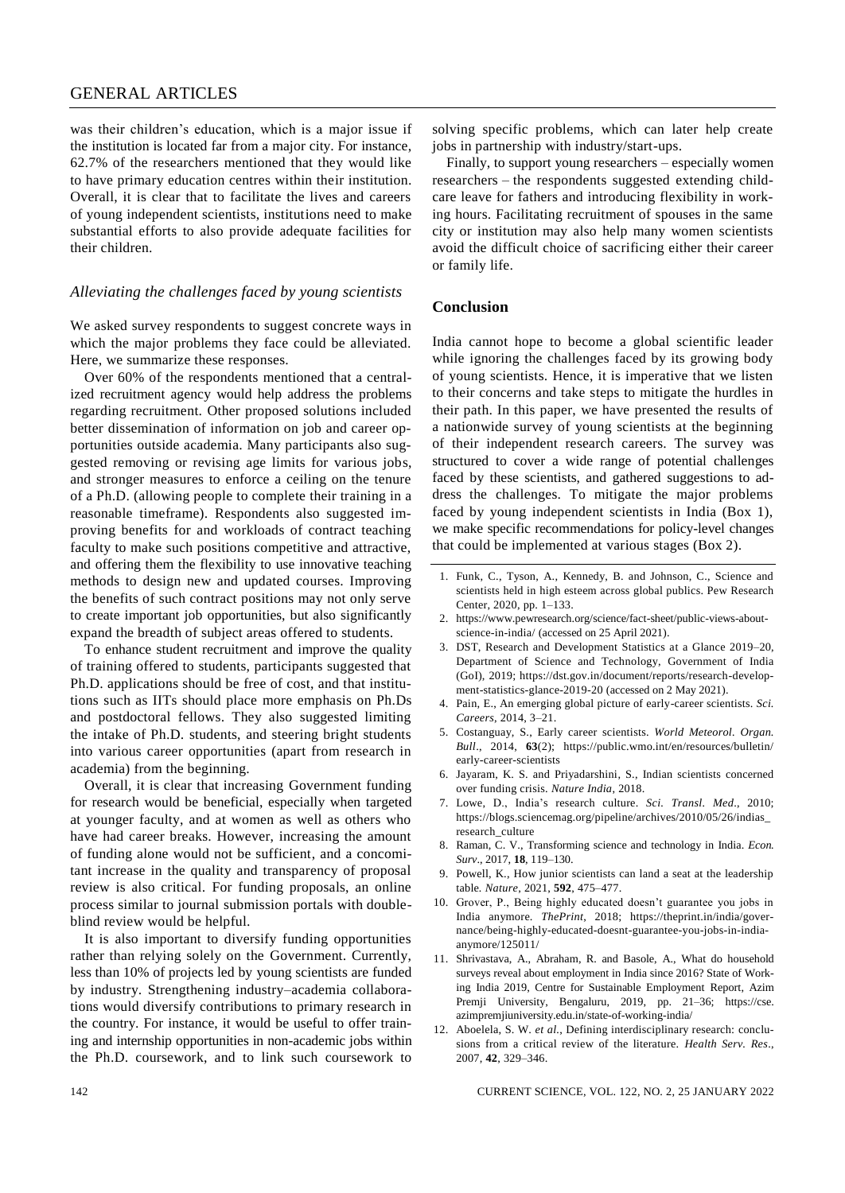was their children's education, which is a major issue if the institution is located far from a major city. For instance, 62.7% of the researchers mentioned that they would like to have primary education centres within their institution. Overall, it is clear that to facilitate the lives and careers of young independent scientists, institutions need to make substantial efforts to also provide adequate facilities for their children.

### *Alleviating the challenges faced by young scientists*

We asked survey respondents to suggest concrete ways in which the major problems they face could be alleviated. Here, we summarize these responses.

Over 60% of the respondents mentioned that a centralized recruitment agency would help address the problems regarding recruitment. Other proposed solutions included better dissemination of information on job and career opportunities outside academia. Many participants also suggested removing or revising age limits for various jobs, and stronger measures to enforce a ceiling on the tenure of a Ph.D. (allowing people to complete their training in a reasonable timeframe). Respondents also suggested improving benefits for and workloads of contract teaching faculty to make such positions competitive and attractive, and offering them the flexibility to use innovative teaching methods to design new and updated courses. Improving the benefits of such contract positions may not only serve to create important job opportunities, but also significantly expand the breadth of subject areas offered to students.

To enhance student recruitment and improve the quality of training offered to students, participants suggested that Ph.D. applications should be free of cost, and that institutions such as IITs should place more emphasis on Ph.Ds and postdoctoral fellows. They also suggested limiting the intake of Ph.D. students, and steering bright students into various career opportunities (apart from research in academia) from the beginning.

Overall, it is clear that increasing Government funding for research would be beneficial, especially when targeted at younger faculty, and at women as well as others who have had career breaks. However, increasing the amount of funding alone would not be sufficient, and a concomitant increase in the quality and transparency of proposal review is also critical. For funding proposals, an online process similar to journal submission portals with double-blind review would be helpful.

It is also important to diversify funding opportunities rather than relying solely on the Government. Currently, less than 10% of projects led by young scientists are funded by industry. Strengthening industry–academia collaborations would diversify contributions to primary research in the country. For instance, it would be useful to offer training and internship opportunities in non-academic jobs within the Ph.D. coursework, and to link such coursework to solving specific problems, which can later help create jobs in partnership with industry/start-ups.

Finally, to support young researchers – especially women researchers – the respondents suggested extending childcare leave for fathers and introducing flexibility in working hours. Facilitating recruitment of spouses in the same city or institution may also help many women scientists avoid the difficult choice of sacrificing either their career or family life.

## Conclusion

India cannot hope to become a global scientific leader while ignoring the challenges faced by its growing body of young scientists. Hence, it is imperative that we listen to their concerns and take steps to mitigate the hurdles in their path. In this paper, we have presented the results of a nationwide survey of young scientists at the beginning of their independent research careers. The survey was structured to cover a wide range of potential challenges faced by these scientists, and gathered suggestions to address the challenges. To mitigate the major problems faced by young independent scientists in India (Box 1), we make specific recommendations for policy-level changes that could be implemented at various stages (Box 2).

1. Funk, C., Tyson, A., Kennedy, B. and Johnson, C., Science and scientists held in high esteem across global publics. Pew Research Center, 2020, pp. 1–133.
2. https://www.pewresearch.org/science/fact-sheet/public-views-about-science-in-india/ (accessed on 25 April 2021).
3. DST, Research and Development Statistics at a Glance 2019–20, Department of Science and Technology, Government of India (GoI), 2019; https://dst.gov.in/document/reports/research-development-statistics-glance-2019-20 (accessed on 2 May 2021).
4. Pain, E., An emerging global picture of early-career scientists. *Sci. Careers*, 2014, 3–21.
5. Costanguay, S., Early career scientists. *World Meteorol. Organ. Bull*., 2014, **63**(2); https://public.wmo.int/en/resources/bulletin/early-career-scientists
6. Jayaram, K. S. and Priyadarshini, S., Indian scientists concerned over funding crisis. *Nature India*, 2018.
7. Lowe, D., India's research culture. *Sci. Transl. Med*., 2010; https://blogs.sciencemag.org/pipeline/archives/2010/05/26/indias_research_culture
8. Raman, C. V., Transforming science and technology in India. *Econ. Surv*., 2017, **18**, 119–130.
9. Powell, K., How junior scientists can land a seat at the leadership table. *Nature*, 2021, **592**, 475–477.
10. Grover, P., Being highly educated doesn't guarantee you jobs in India anymore. *ThePrint*, 2018; https://theprint.in/india/governance/being-highly-educated-doesnt-guarantee-you-jobs-in-india-anymore/125011/
11. Shrivastava, A., Abraham, R. and Basole, A., What do household surveys reveal about employment in India since 2016? State of Working India 2019, Centre for Sustainable Employment Report, Azim Premji University, Bengaluru, 2019, pp. 21–36; https://cse.azimpremjiuniversity.edu.in/state-of-working-india/
12. Aboelela, S. W. *et al.*, Defining interdisciplinary research: conclusions from a critical review of the literature. *Health Serv. Res*., 2007, **42**, 329–346.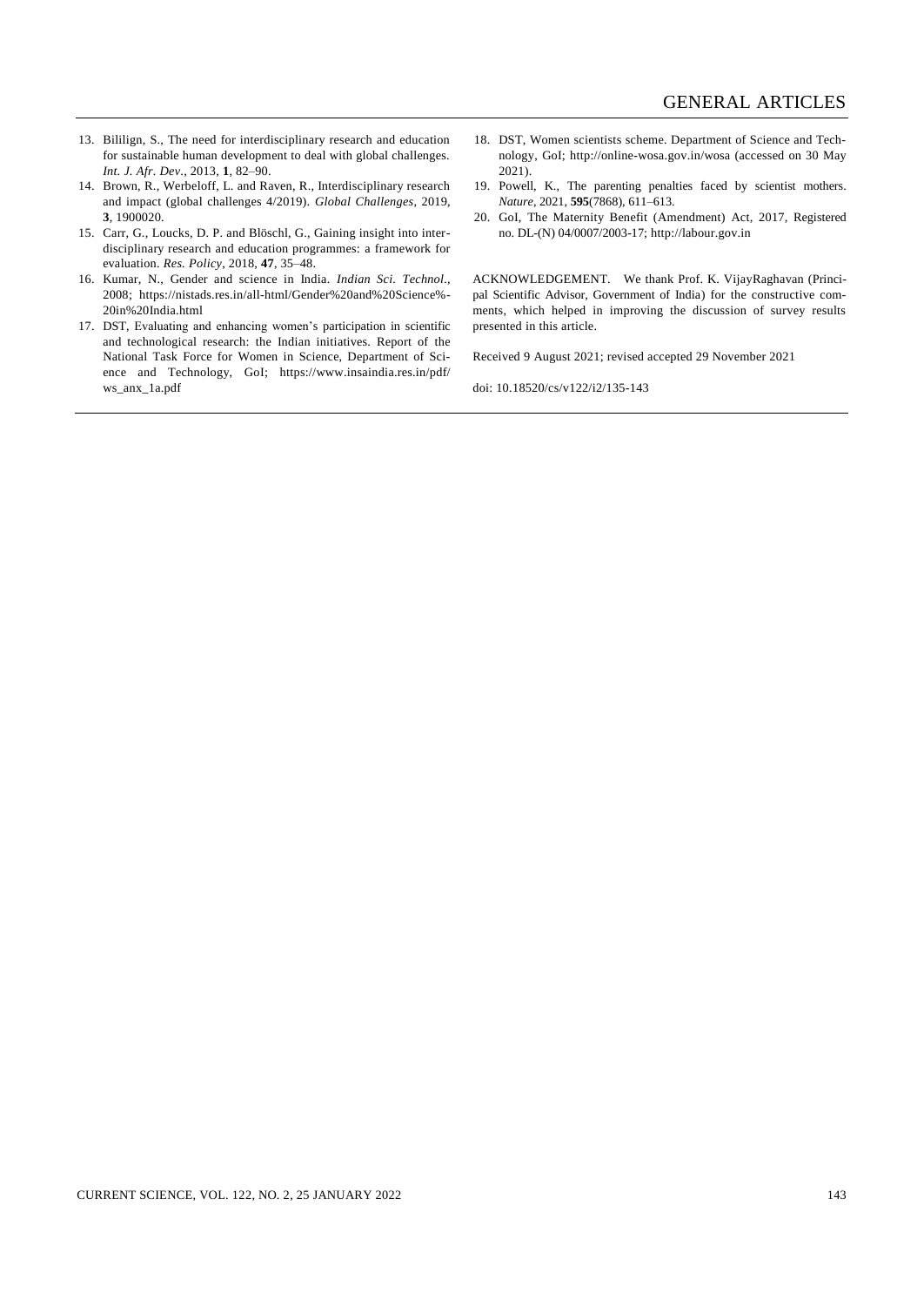13. Bililign, S., The need for interdisciplinary research and education for sustainable human development to deal with global challenges. *Int. J. Afr. Dev.*, 2013, **1**, 82–90.
14. Brown, R., Werbeloff, L. and Raven, R., Interdisciplinary research and impact (global challenges 4/2019). *Global Challenges*, 2019, **3**, 1900020.
15. Carr, G., Loucks, D. P. and Blöschl, G., Gaining insight into interdisciplinary research and education programmes: a framework for evaluation. *Res. Policy*, 2018, **47**, 35–48.
16. Kumar, N., Gender and science in India. *Indian Sci. Technol.*, 2008; https://nistads.res.in/all-html/Gender%20and%20Science%20in%20India.html
17. DST, Evaluating and enhancing women's participation in scientific and technological research: the Indian initiatives. Report of the National Task Force for Women in Science, Department of Science and Technology, GoI; https://www.insaindia.res.in/pdf/ws_anx_1a.pdf
18. DST, Women scientists scheme. Department of Science and Technology, GoI; http://online-wosa.gov.in/wosa (accessed on 30 May 2021).
19. Powell, K., The parenting penalties faced by scientist mothers. *Nature*, 2021, **595**(7868), 611–613.
20. GoI, The Maternity Benefit (Amendment) Act, 2017, Registered no. DL-(N) 04/0007/2003-17; http://labour.gov.in

ACKNOWLEDGEMENT. We thank Prof. K. VijayRaghavan (Principal Scientific Advisor, Government of India) for the constructive comments, which helped in improving the discussion of survey results presented in this article.

Received 9 August 2021; revised accepted 29 November 2021

doi: 10.18520/cs/v122/i2/135-143